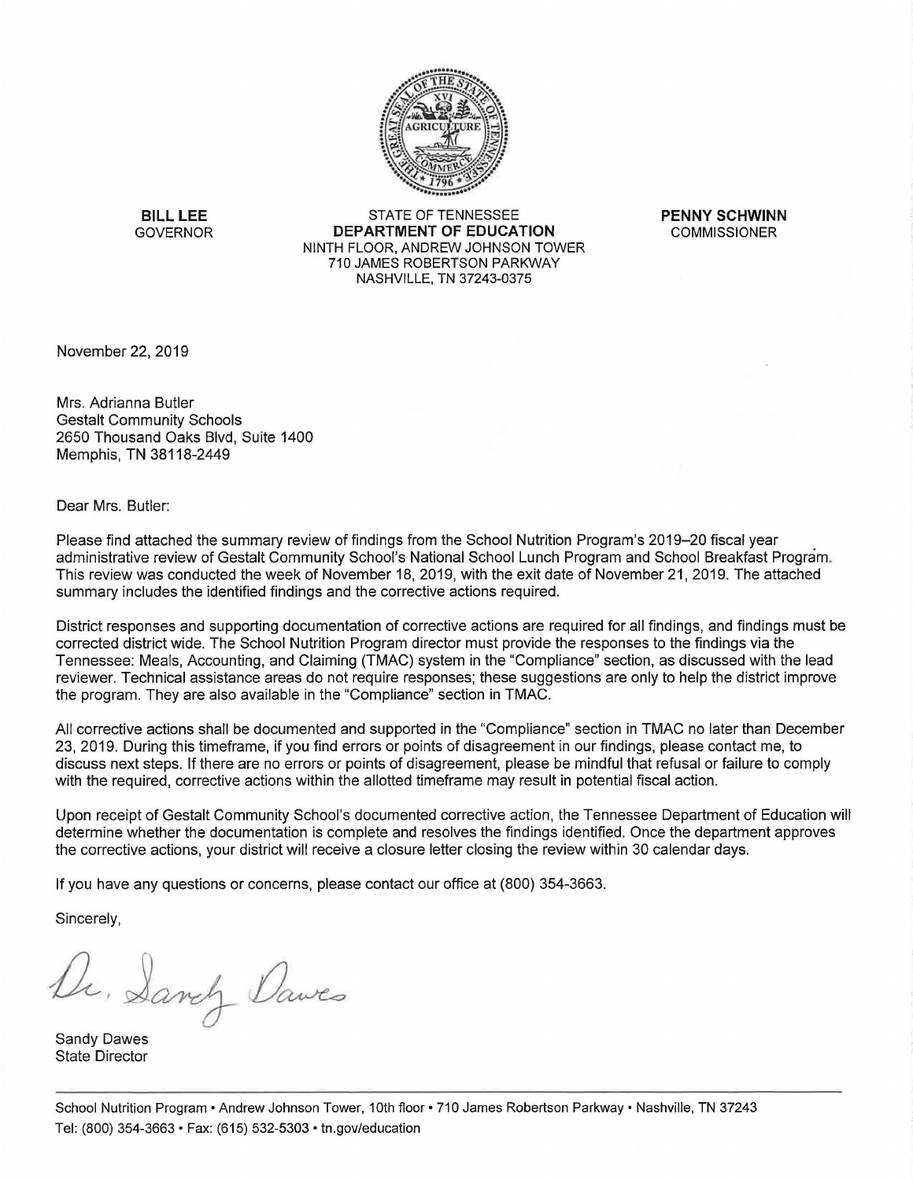**BILL LEE**
GOVERNOR

STATE OF TENNESSEE
**DEPARTMENT OF EDUCATION**
NINTH FLOOR, ANDREW JOHNSON TOWER
710 JAMES ROBERTSON PARKWAY
NASHVILLE, TN 37243-0375

**PENNY SCHWINN**
COMMISSIONER

November 22, 2019

Mrs. Adrianna Butler
Gestalt Community Schools
2650 Thousand Oaks Blvd, Suite 1400
Memphis, TN 38118-2449

Dear Mrs. Butler:

Please find attached the summary review of findings from the School Nutrition Program's 2019–20 fiscal year administrative review of Gestalt Community School's National School Lunch Program and School Breakfast Program. This review was conducted the week of November 18, 2019, with the exit date of November 21, 2019. The attached summary includes the identified findings and the corrective actions required.

District responses and supporting documentation of corrective actions are required for all findings, and findings must be corrected district wide. The School Nutrition Program director must provide the responses to the findings via the Tennessee: Meals, Accounting, and Claiming (TMAC) system in the "Compliance" section, as discussed with the lead reviewer. Technical assistance areas do not require responses; these suggestions are only to help the district improve the program. They are also available in the "Compliance" section in TMAC.

All corrective actions shall be documented and supported in the "Compliance" section in TMAC no later than December 23, 2019. During this timeframe, if you find errors or points of disagreement in our findings, please contact me, to discuss next steps. If there are no errors or points of disagreement, please be mindful that refusal or failure to comply with the required, corrective actions within the allotted timeframe may result in potential fiscal action.

Upon receipt of Gestalt Community School's documented corrective action, the Tennessee Department of Education will determine whether the documentation is complete and resolves the findings identified. Once the department approves the corrective actions, your district will receive a closure letter closing the review within 30 calendar days.

If you have any questions or concerns, please contact our office at (800) 354-3663.

Sincerely,

Dr. Sandy Dawes

Sandy Dawes
State Director

School Nutrition Program • Andrew Johnson Tower, 10th floor • 710 James Robertson Parkway • Nashville, TN 37243
Tel: (800) 354-3663 • Fax: (615) 532-5303 • tn.gov/education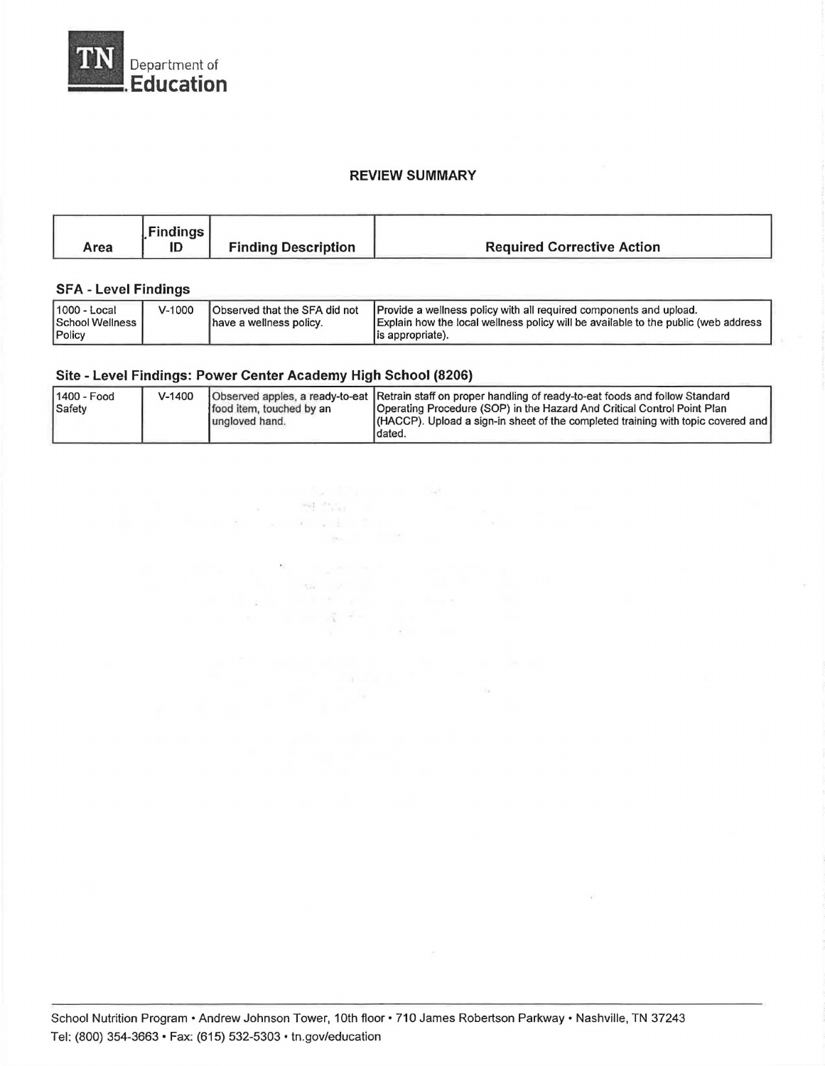TN Department of Education

## REVIEW SUMMARY

| Area | Findings ID | Finding Description | Required Corrective Action |
|---|---|---|---|
| **SFA - Level Findings** | | | |
| 1000 - Local School Wellness Policy | V-1000 | Observed that the SFA did not have a wellness policy. | Provide a wellness policy with all required components and upload. Explain how the local wellness policy will be available to the public (web address is appropriate). |
| **Site - Level Findings: Power Center Academy High School (8206)** | | | |
| 1400 - Food Safety | V-1400 | Observed apples, a ready-to-eat food item, touched by an ungloved hand. | Retrain staff on proper handling of ready-to-eat foods and follow Standard Operating Procedure (SOP) in the Hazard And Critical Control Point Plan (HACCP). Upload a sign-in sheet of the completed training with topic covered and dated. |

School Nutrition Program • Andrew Johnson Tower, 10th floor • 710 James Robertson Parkway • Nashville, TN 37243
Tel: (800) 354-3663 • Fax: (615) 532-5303 • tn.gov/education